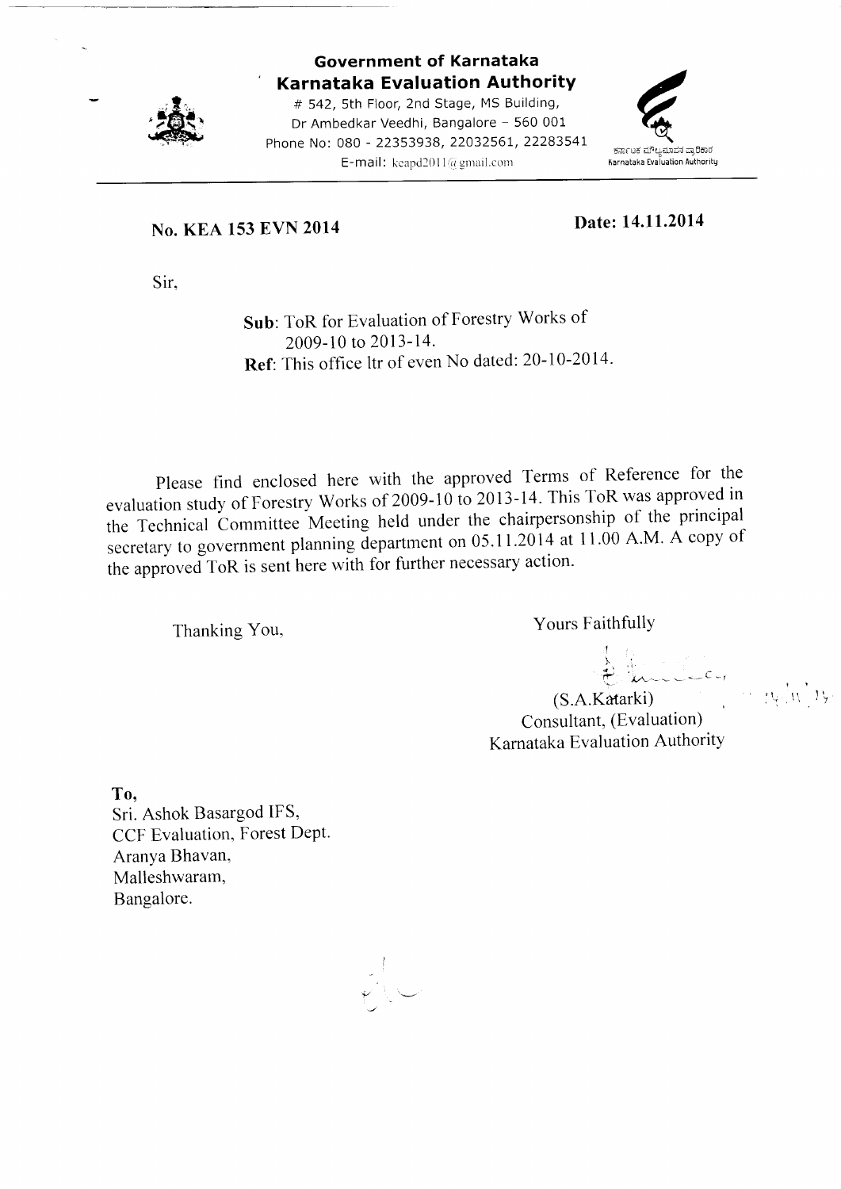# Government of Karnataka

## Karnataka Evaluation Authority

\# 542, 5th Floor, 2nd Stage, MS Building,
Dr Ambedkar Veedhi, Bangalore – 560 001
Phone No: 080 - 22353938, 22032561, 22283541
E-mail: keapd2011@gmail.com

ಕರ್ನಾಟಕ ಮೌಲ್ಯಮಾಪನ ಪ್ರಾಧಿಕಾರ
Karnataka Evaluation Authority

---

**No. KEA 153 EVN 2014** **Date: 14.11.2014**

Sir,

**Sub**: ToR for Evaluation of Forestry Works of 2009-10 to 2013-14.
**Ref**: This office ltr of even No dated: 20-10-2014.

Please find enclosed here with the approved Terms of Reference for the evaluation study of Forestry Works of 2009-10 to 2013-14. This ToR was approved in the Technical Committee Meeting held under the chairpersonship of the principal secretary to government planning department on 05.11.2014 at 11.00 A.M. A copy of the approved ToR is sent here with for further necessary action.

Thanking You,

Yours Faithfully

(S.A.Katarki)
Consultant, (Evaluation)
Karnataka Evaluation Authority

**To,**
Sri. Ashok Basargod IFS,
CCF Evaluation, Forest Dept.
Aranya Bhavan,
Malleshwaram,
Bangalore.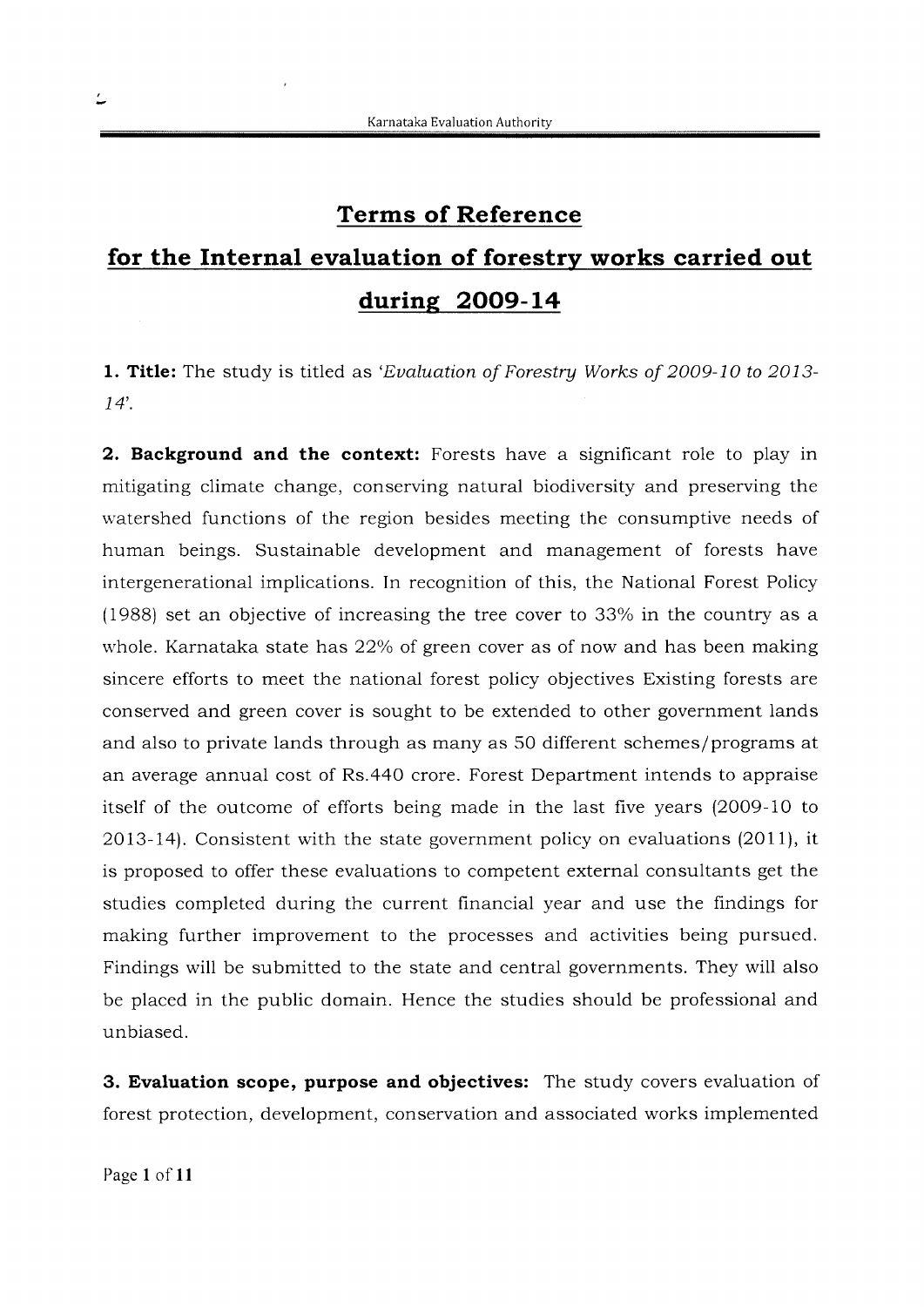# Terms of Reference

## for the Internal evaluation of forestry works carried out during 2009-14

**1. Title:** The study is titled as '*Evaluation of Forestry Works of 2009-10 to 2013-14*'.

**2. Background and the context:** Forests have a significant role to play in mitigating climate change, conserving natural biodiversity and preserving the watershed functions of the region besides meeting the consumptive needs of human beings. Sustainable development and management of forests have intergenerational implications. In recognition of this, the National Forest Policy (1988) set an objective of increasing the tree cover to 33% in the country as a whole. Karnataka state has 22% of green cover as of now and has been making sincere efforts to meet the national forest policy objectives Existing forests are conserved and green cover is sought to be extended to other government lands and also to private lands through as many as 50 different schemes/programs at an average annual cost of Rs.440 crore. Forest Department intends to appraise itself of the outcome of efforts being made in the last five years (2009-10 to 2013-14). Consistent with the state government policy on evaluations (2011), it is proposed to offer these evaluations to competent external consultants get the studies completed during the current financial year and use the findings for making further improvement to the processes and activities being pursued. Findings will be submitted to the state and central governments. They will also be placed in the public domain. Hence the studies should be professional and unbiased.

**3. Evaluation scope, purpose and objectives:** The study covers evaluation of forest protection, development, conservation and associated works implemented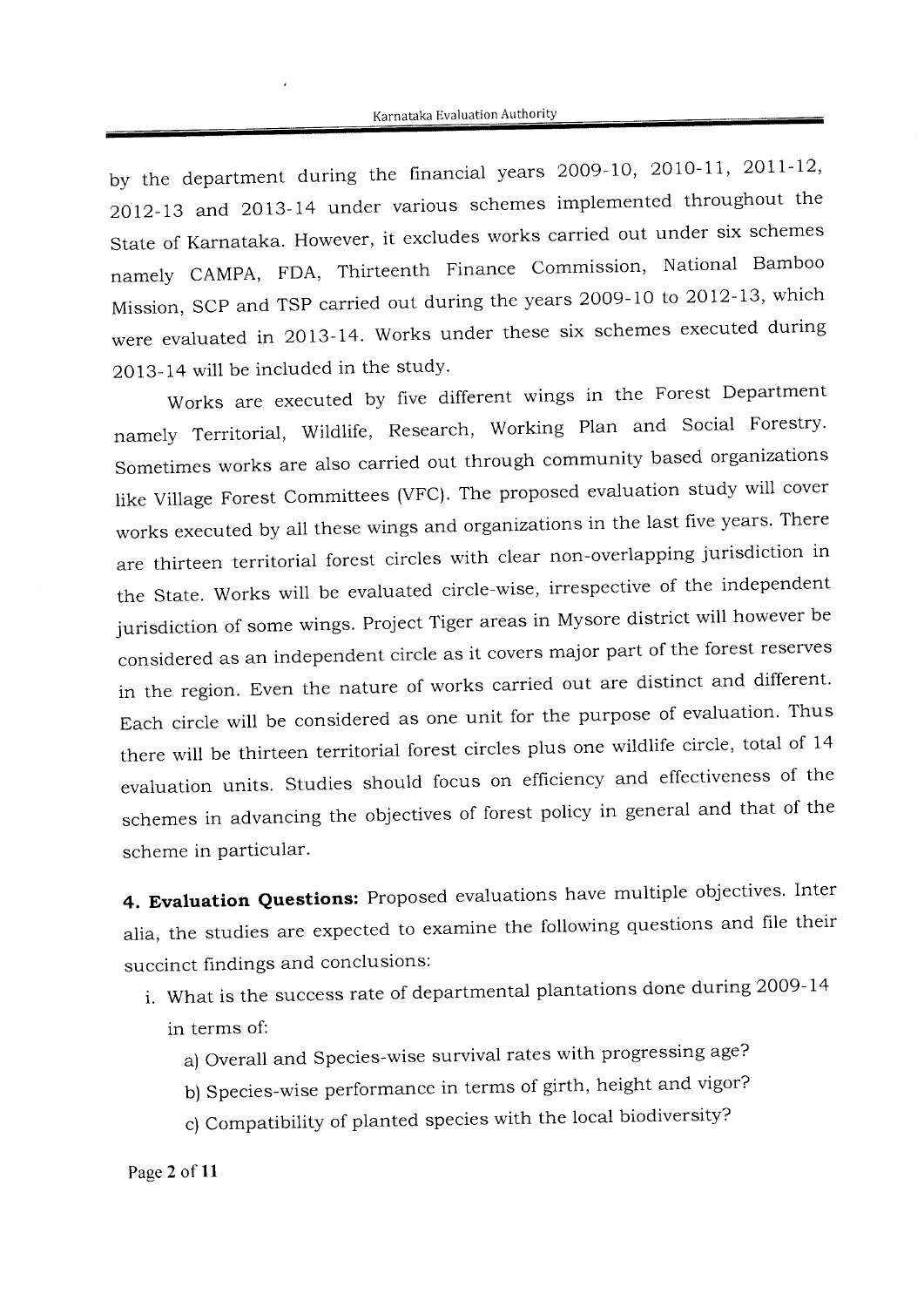by the department during the financial years 2009-10, 2010-11, 2011-12, 2012-13 and 2013-14 under various schemes implemented throughout the State of Karnataka. However, it excludes works carried out under six schemes namely CAMPA, FDA, Thirteenth Finance Commission, National Bamboo Mission, SCP and TSP carried out during the years 2009-10 to 2012-13, which were evaluated in 2013-14. Works under these six schemes executed during 2013-14 will be included in the study.

Works are executed by five different wings in the Forest Department namely Territorial, Wildlife, Research, Working Plan and Social Forestry. Sometimes works are also carried out through community based organizations like Village Forest Committees (VFC). The proposed evaluation study will cover works executed by all these wings and organizations in the last five years. There are thirteen territorial forest circles with clear non-overlapping jurisdiction in the State. Works will be evaluated circle-wise, irrespective of the independent jurisdiction of some wings. Project Tiger areas in Mysore district will however be considered as an independent circle as it covers major part of the forest reserves in the region. Even the nature of works carried out are distinct and different. Each circle will be considered as one unit for the purpose of evaluation. Thus there will be thirteen territorial forest circles plus one wildlife circle, total of 14 evaluation units. Studies should focus on efficiency and effectiveness of the schemes in advancing the objectives of forest policy in general and that of the scheme in particular.

**4. Evaluation Questions:** Proposed evaluations have multiple objectives. Inter alia, the studies are expected to examine the following questions and file their succinct findings and conclusions:

i. What is the success rate of departmental plantations done during 2009-14 in terms of:
   - a) Overall and Species-wise survival rates with progressing age?
   - b) Species-wise performance in terms of girth, height and vigor?
   - c) Compatibility of planted species with the local biodiversity?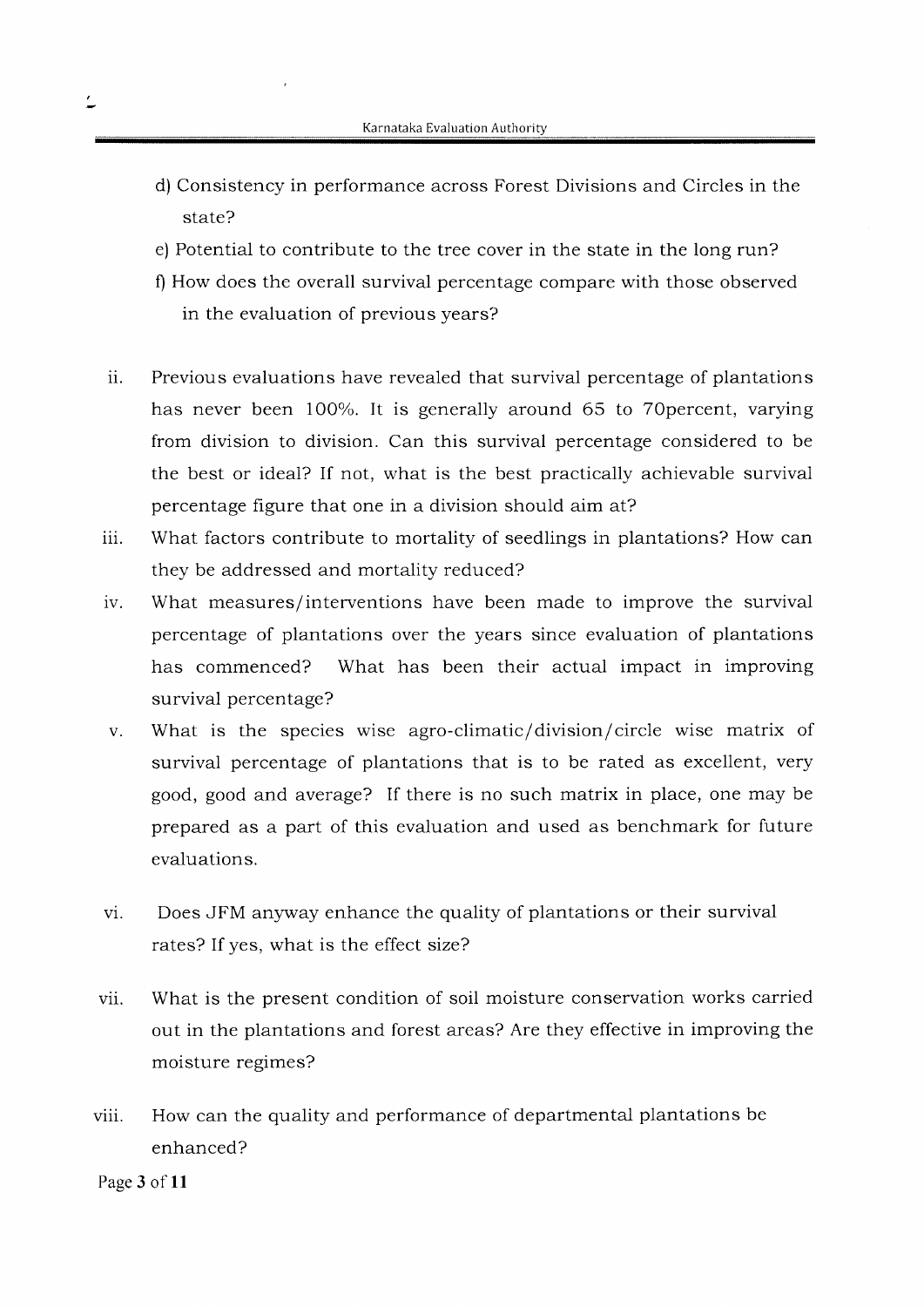d) Consistency in performance across Forest Divisions and Circles in the state?

e) Potential to contribute to the tree cover in the state in the long run?

f) How does the overall survival percentage compare with those observed in the evaluation of previous years?

ii. Previous evaluations have revealed that survival percentage of plantations has never been 100%. It is generally around 65 to 70percent, varying from division to division. Can this survival percentage considered to be the best or ideal? If not, what is the best practically achievable survival percentage figure that one in a division should aim at?

iii. What factors contribute to mortality of seedlings in plantations? How can they be addressed and mortality reduced?

iv. What measures/interventions have been made to improve the survival percentage of plantations over the years since evaluation of plantations has commenced? What has been their actual impact in improving survival percentage?

v. What is the species wise agro-climatic/division/circle wise matrix of survival percentage of plantations that is to be rated as excellent, very good, good and average? If there is no such matrix in place, one may be prepared as a part of this evaluation and used as benchmark for future evaluations.

vi. Does JFM anyway enhance the quality of plantations or their survival rates? If yes, what is the effect size?

vii. What is the present condition of soil moisture conservation works carried out in the plantations and forest areas? Are they effective in improving the moisture regimes?

viii. How can the quality and performance of departmental plantations be enhanced?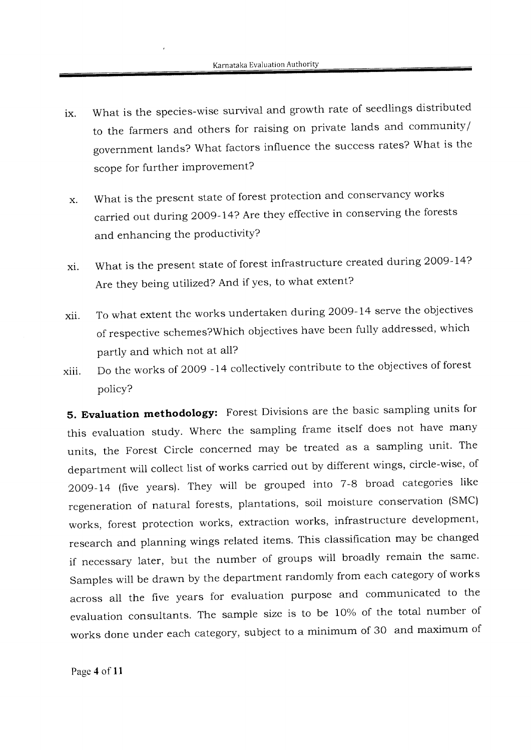ix. What is the species-wise survival and growth rate of seedlings distributed to the farmers and others for raising on private lands and community/ government lands? What factors influence the success rates? What is the scope for further improvement?

x. What is the present state of forest protection and conservancy works carried out during 2009-14? Are they effective in conserving the forests and enhancing the productivity?

xi. What is the present state of forest infrastructure created during 2009-14? Are they being utilized? And if yes, to what extent?

xii. To what extent the works undertaken during 2009-14 serve the objectives of respective schemes?Which objectives have been fully addressed, which partly and which not at all?

xiii. Do the works of 2009 -14 collectively contribute to the objectives of forest policy?

**5. Evaluation methodology:** Forest Divisions are the basic sampling units for this evaluation study. Where the sampling frame itself does not have many units, the Forest Circle concerned may be treated as a sampling unit. The department will collect list of works carried out by different wings, circle-wise, of 2009-14 (five years). They will be grouped into 7-8 broad categories like regeneration of natural forests, plantations, soil moisture conservation (SMC) works, forest protection works, extraction works, infrastructure development, research and planning wings related items. This classification may be changed if necessary later, but the number of groups will broadly remain the same. Samples will be drawn by the department randomly from each category of works across all the five years for evaluation purpose and communicated to the evaluation consultants. The sample size is to be 10% of the total number of works done under each category, subject to a minimum of 30 and maximum of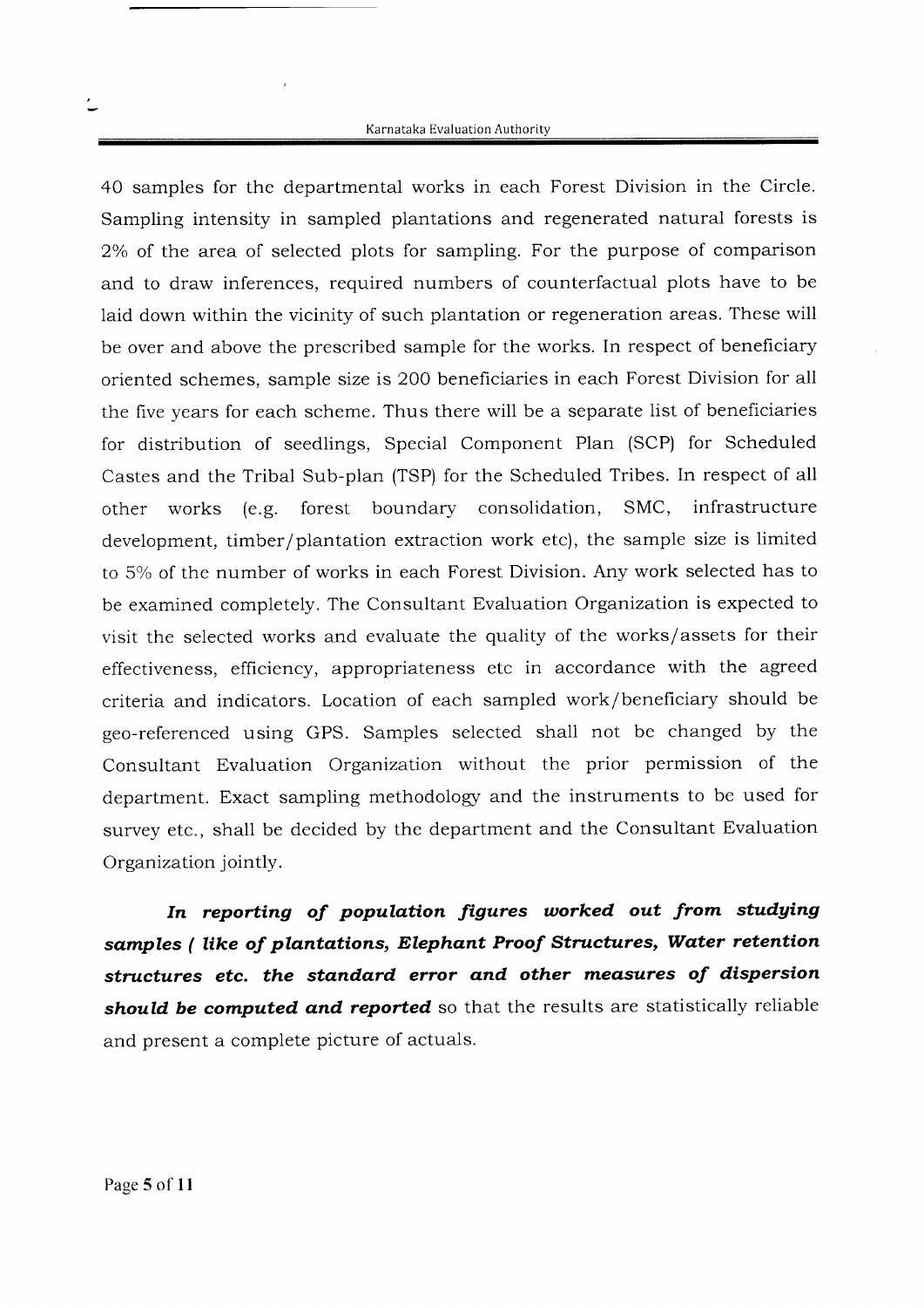40 samples for the departmental works in each Forest Division in the Circle. Sampling intensity in sampled plantations and regenerated natural forests is 2% of the area of selected plots for sampling. For the purpose of comparison and to draw inferences, required numbers of counterfactual plots have to be laid down within the vicinity of such plantation or regeneration areas. These will be over and above the prescribed sample for the works. In respect of beneficiary oriented schemes, sample size is 200 beneficiaries in each Forest Division for all the five years for each scheme. Thus there will be a separate list of beneficiaries for distribution of seedlings, Special Component Plan (SCP) for Scheduled Castes and the Tribal Sub-plan (TSP) for the Scheduled Tribes. In respect of all other works (e.g. forest boundary consolidation, SMC, infrastructure development, timber/plantation extraction work etc), the sample size is limited to 5% of the number of works in each Forest Division. Any work selected has to be examined completely. The Consultant Evaluation Organization is expected to visit the selected works and evaluate the quality of the works/assets for their effectiveness, efficiency, appropriateness etc in accordance with the agreed criteria and indicators. Location of each sampled work/beneficiary should be geo-referenced using GPS. Samples selected shall not be changed by the Consultant Evaluation Organization without the prior permission of the department. Exact sampling methodology and the instruments to be used for survey etc., shall be decided by the department and the Consultant Evaluation Organization jointly.

***In reporting of population figures worked out from studying samples ( like of plantations, Elephant Proof Structures, Water retention structures etc. the standard error and other measures of dispersion should be computed and reported*** so that the results are statistically reliable and present a complete picture of actuals.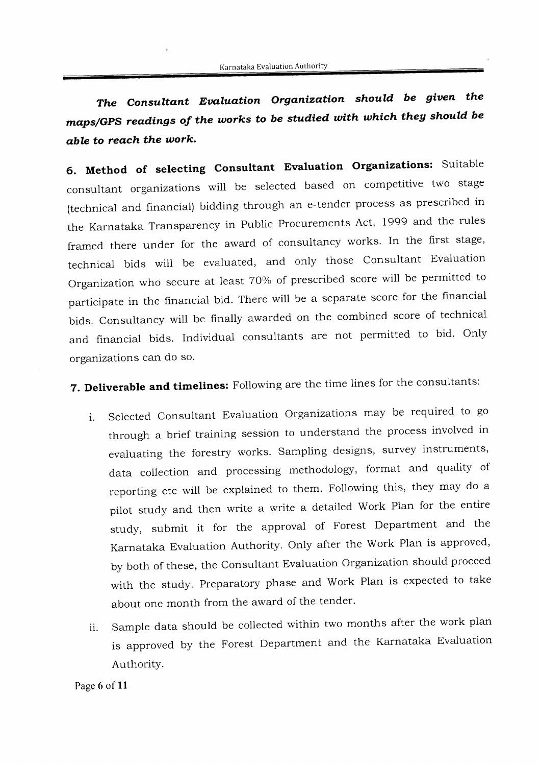***The Consultant Evaluation Organization should be given the maps/GPS readings of the works to be studied with which they should be able to reach the work.***

**6. Method of selecting Consultant Evaluation Organizations:** Suitable consultant organizations will be selected based on competitive two stage (technical and financial) bidding through an e-tender process as prescribed in the Karnataka Transparency in Public Procurements Act, 1999 and the rules framed there under for the award of consultancy works. In the first stage, technical bids will be evaluated, and only those Consultant Evaluation Organization who secure at least 70% of prescribed score will be permitted to participate in the financial bid. There will be a separate score for the financial bids. Consultancy will be finally awarded on the combined score of technical and financial bids. Individual consultants are not permitted to bid. Only organizations can do so.

**7. Deliverable and timelines:** Following are the time lines for the consultants:

i. Selected Consultant Evaluation Organizations may be required to go through a brief training session to understand the process involved in evaluating the forestry works. Sampling designs, survey instruments, data collection and processing methodology, format and quality of reporting etc will be explained to them. Following this, they may do a pilot study and then write a write a detailed Work Plan for the entire study, submit it for the approval of Forest Department and the Karnataka Evaluation Authority. Only after the Work Plan is approved, by both of these, the Consultant Evaluation Organization should proceed with the study. Preparatory phase and Work Plan is expected to take about one month from the award of the tender.

ii. Sample data should be collected within two months after the work plan is approved by the Forest Department and the Karnataka Evaluation Authority.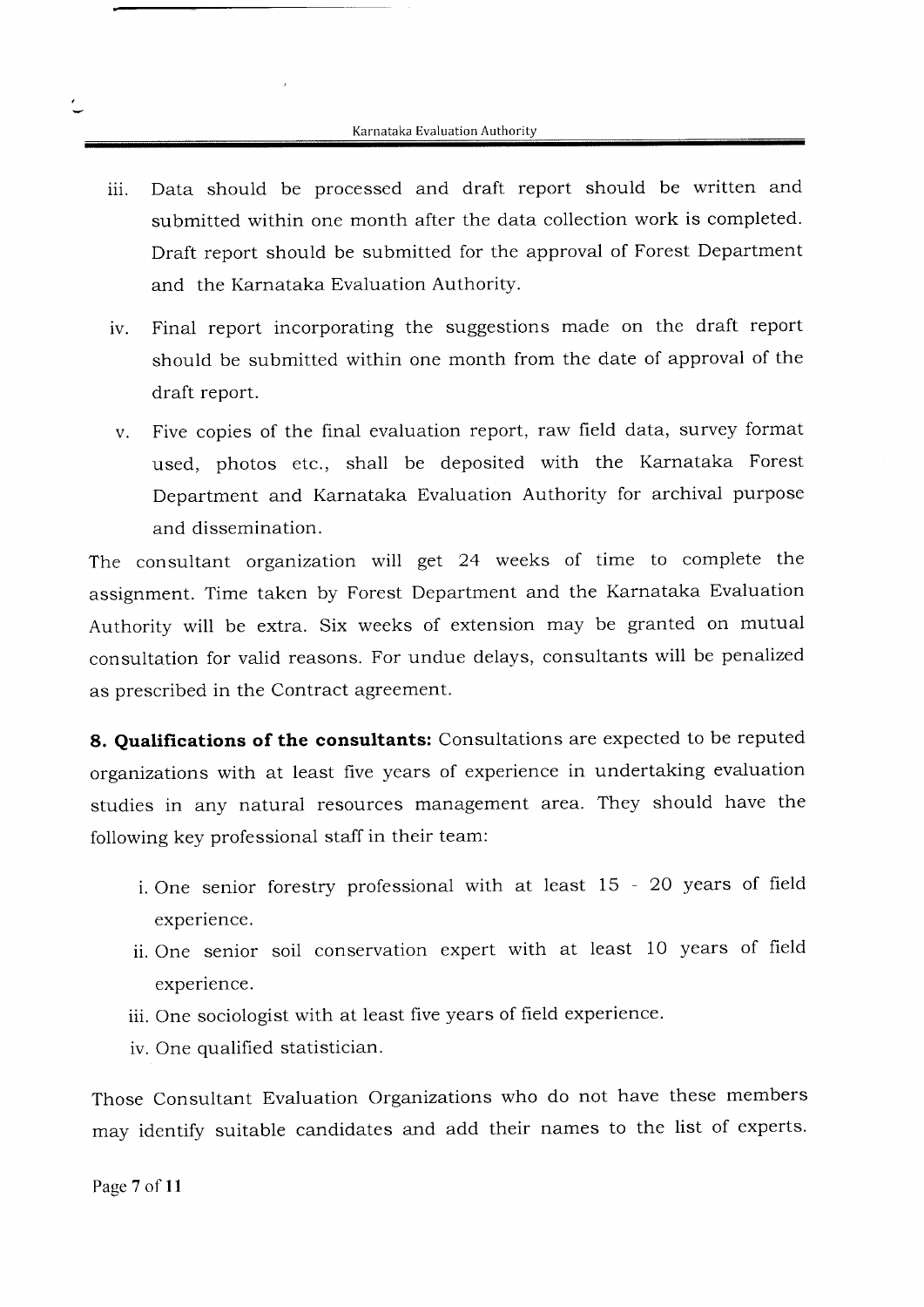iii. Data should be processed and draft report should be written and submitted within one month after the data collection work is completed. Draft report should be submitted for the approval of Forest Department and the Karnataka Evaluation Authority.

iv. Final report incorporating the suggestions made on the draft report should be submitted within one month from the date of approval of the draft report.

v. Five copies of the final evaluation report, raw field data, survey format used, photos etc., shall be deposited with the Karnataka Forest Department and Karnataka Evaluation Authority for archival purpose and dissemination.

The consultant organization will get 24 weeks of time to complete the assignment. Time taken by Forest Department and the Karnataka Evaluation Authority will be extra. Six weeks of extension may be granted on mutual consultation for valid reasons. For undue delays, consultants will be penalized as prescribed in the Contract agreement.

**8. Qualifications of the consultants:** Consultations are expected to be reputed organizations with at least five years of experience in undertaking evaluation studies in any natural resources management area. They should have the following key professional staff in their team:

i. One senior forestry professional with at least 15 - 20 years of field experience.

ii. One senior soil conservation expert with at least 10 years of field experience.

iii. One sociologist with at least five years of field experience.

iv. One qualified statistician.

Those Consultant Evaluation Organizations who do not have these members may identify suitable candidates and add their names to the list of experts.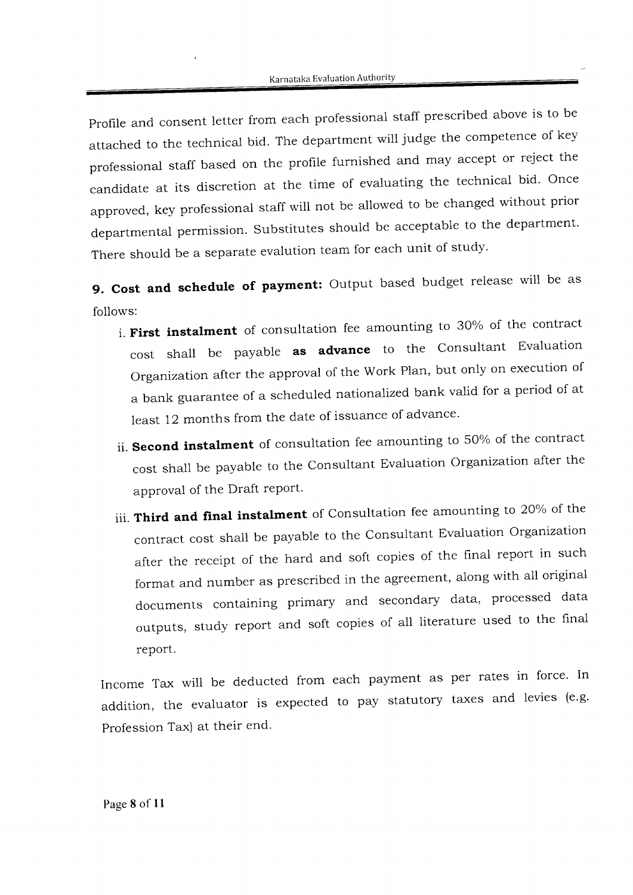Profile and consent letter from each professional staff prescribed above is to be attached to the technical bid. The department will judge the competence of key professional staff based on the profile furnished and may accept or reject the candidate at its discretion at the time of evaluating the technical bid. Once approved, key professional staff will not be allowed to be changed without prior departmental permission. Substitutes should be acceptable to the department. There should be a separate evalution team for each unit of study.

**9. Cost and schedule of payment:** Output based budget release will be as follows:

i. **First instalment** of consultation fee amounting to 30% of the contract cost shall be payable **as advance** to the Consultant Evaluation Organization after the approval of the Work Plan, but only on execution of a bank guarantee of a scheduled nationalized bank valid for a period of at least 12 months from the date of issuance of advance.

ii. **Second instalment** of consultation fee amounting to 50% of the contract cost shall be payable to the Consultant Evaluation Organization after the approval of the Draft report.

iii. **Third and final instalment** of Consultation fee amounting to 20% of the contract cost shall be payable to the Consultant Evaluation Organization after the receipt of the hard and soft copies of the final report in such format and number as prescribed in the agreement, along with all original documents containing primary and secondary data, processed data outputs, study report and soft copies of all literature used to the final report.

Income Tax will be deducted from each payment as per rates in force. In addition, the evaluator is expected to pay statutory taxes and levies (e.g. Profession Tax) at their end.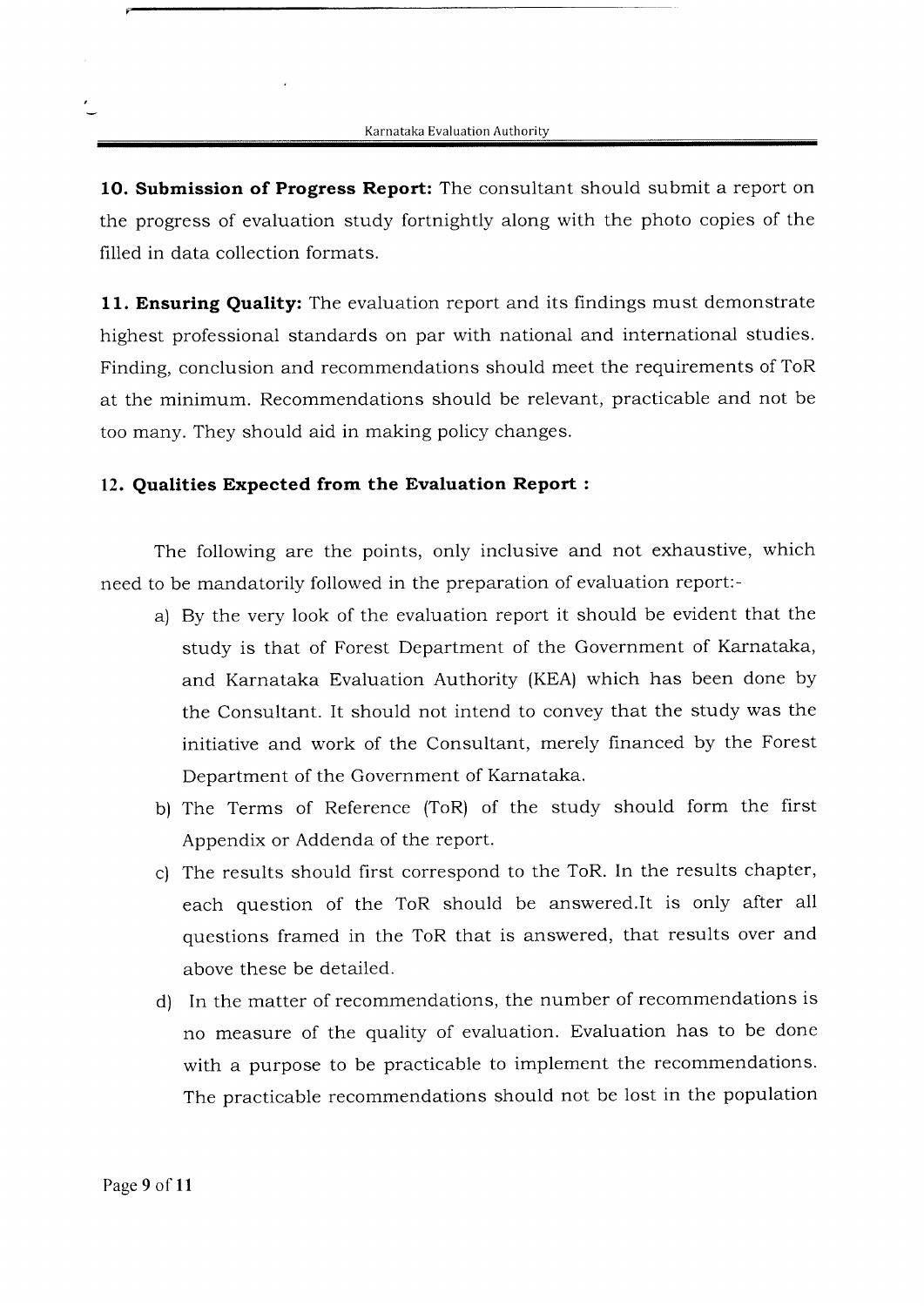**10. Submission of Progress Report:** The consultant should submit a report on the progress of evaluation study fortnightly along with the photo copies of the filled in data collection formats.

**11. Ensuring Quality:** The evaluation report and its findings must demonstrate highest professional standards on par with national and international studies. Finding, conclusion and recommendations should meet the requirements of ToR at the minimum. Recommendations should be relevant, practicable and not be too many. They should aid in making policy changes.

**12. Qualities Expected from the Evaluation Report :**

The following are the points, only inclusive and not exhaustive, which need to be mandatorily followed in the preparation of evaluation report:-

a) By the very look of the evaluation report it should be evident that the study is that of Forest Department of the Government of Karnataka, and Karnataka Evaluation Authority (KEA) which has been done by the Consultant. It should not intend to convey that the study was the initiative and work of the Consultant, merely financed by the Forest Department of the Government of Karnataka.

b) The Terms of Reference (ToR) of the study should form the first Appendix or Addenda of the report.

c) The results should first correspond to the ToR. In the results chapter, each question of the ToR should be answered.It is only after all questions framed in the ToR that is answered, that results over and above these be detailed.

d) In the matter of recommendations, the number of recommendations is no measure of the quality of evaluation. Evaluation has to be done with a purpose to be practicable to implement the recommendations. The practicable recommendations should not be lost in the population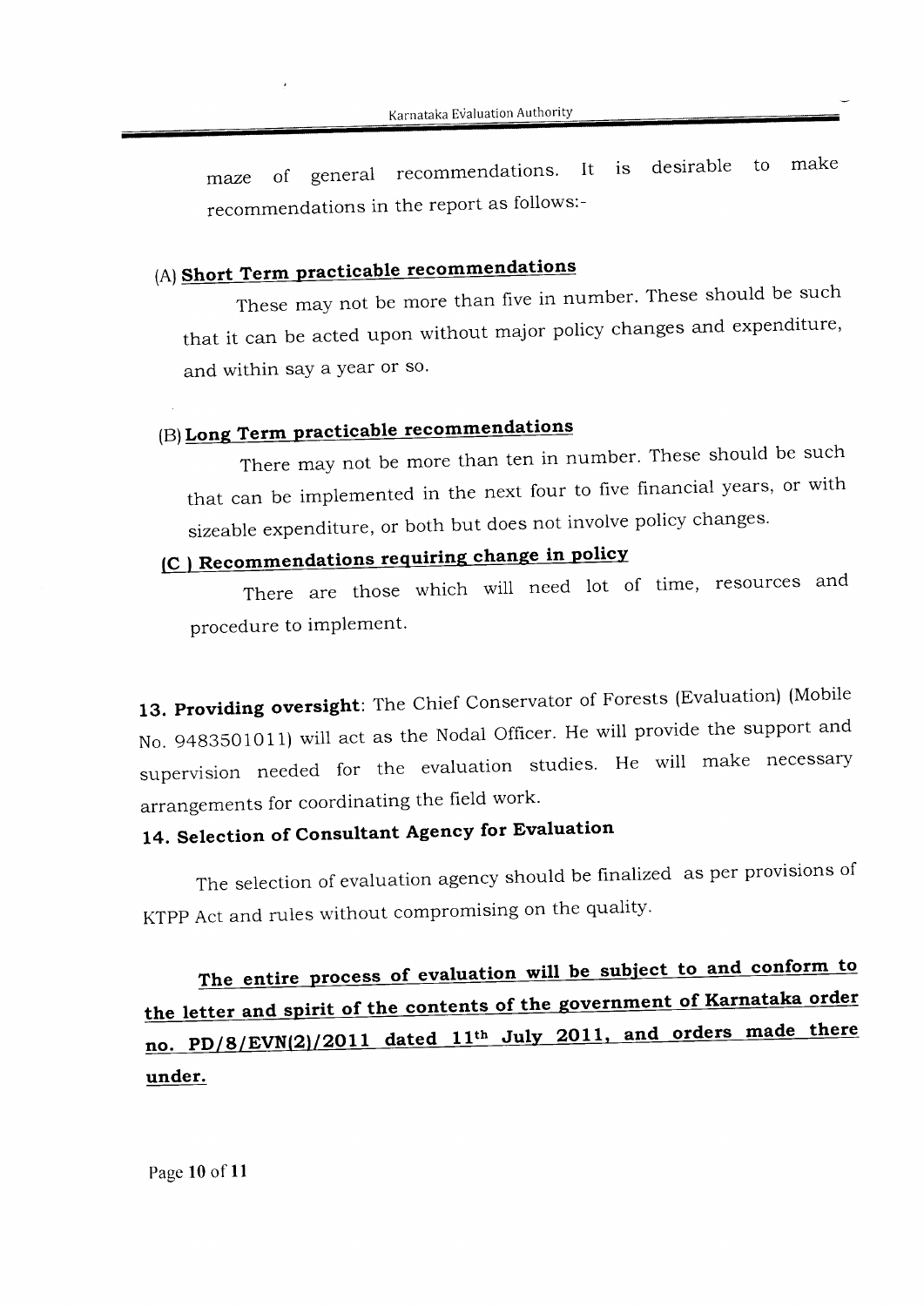maze of general recommendations. It is desirable to make recommendations in the report as follows:-

(A) **Short Term practicable recommendations**

These may not be more than five in number. These should be such that it can be acted upon without major policy changes and expenditure, and within say a year or so.

(B) **Long Term practicable recommendations**

There may not be more than ten in number. These should be such that can be implemented in the next four to five financial years, or with sizeable expenditure, or both but does not involve policy changes.

**(C ) Recommendations requiring change in policy**

There are those which will need lot of time, resources and procedure to implement.

**13. Providing oversight**: The Chief Conservator of Forests (Evaluation) (Mobile No. 9483501011) will act as the Nodal Officer. He will provide the support and supervision needed for the evaluation studies. He will make necessary arrangements for coordinating the field work.

**14. Selection of Consultant Agency for Evaluation**

The selection of evaluation agency should be finalized as per provisions of KTPP Act and rules without compromising on the quality.

**The entire process of evaluation will be subject to and conform to the letter and spirit of the contents of the government of Karnataka order no. PD/8/EVN(2)/2011 dated 11th July 2011, and orders made there under.**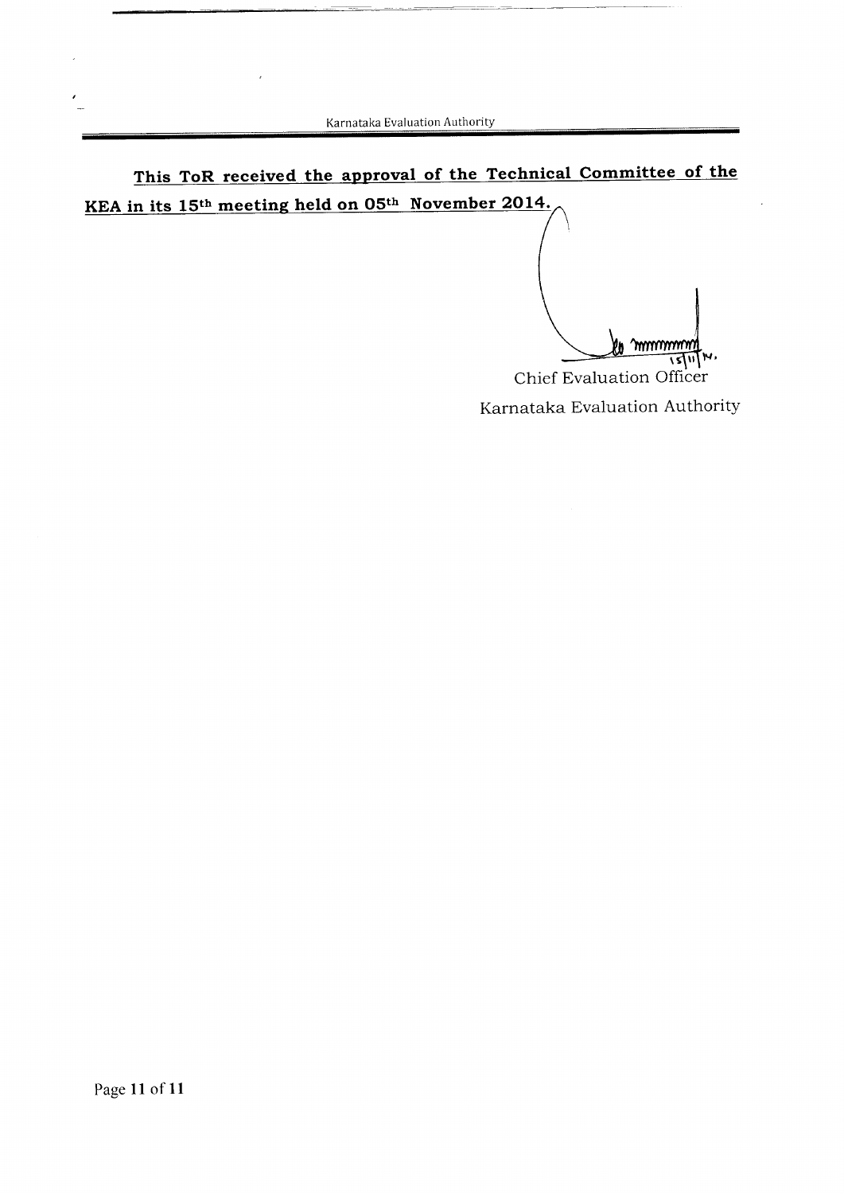**This ToR received the approval of the Technical Committee of the KEA in its 15th meeting held on 05th November 2014.**

Chief Evaluation Officer

Karnataka Evaluation Authority